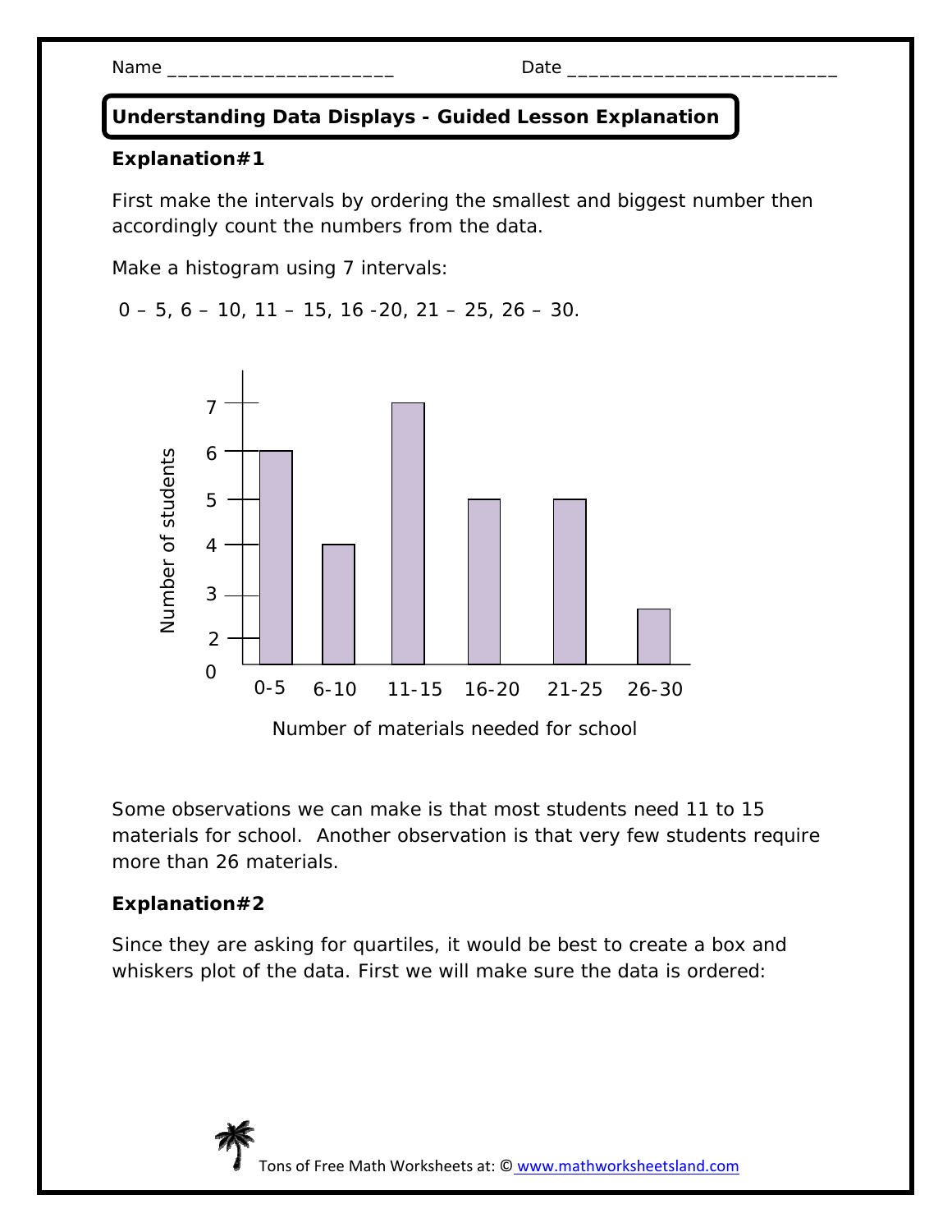Name ____________________ Date ________________________

## Understanding Data Displays - Guided Lesson Explanation

**Explanation#1**

First make the intervals by ordering the smallest and biggest number then accordingly count the numbers from the data.

Make a histogram using 7 intervals:

0 – 5, 6 – 10, 11 – 15, 16 -20, 21 – 25, 26 – 30.

Some observations we can make is that most students need 11 to 15 materials for school. Another observation is that very few students require more than 26 materials.

**Explanation#2**

Since they are asking for quartiles, it would be best to create a box and whiskers plot of the data. First we will make sure the data is ordered: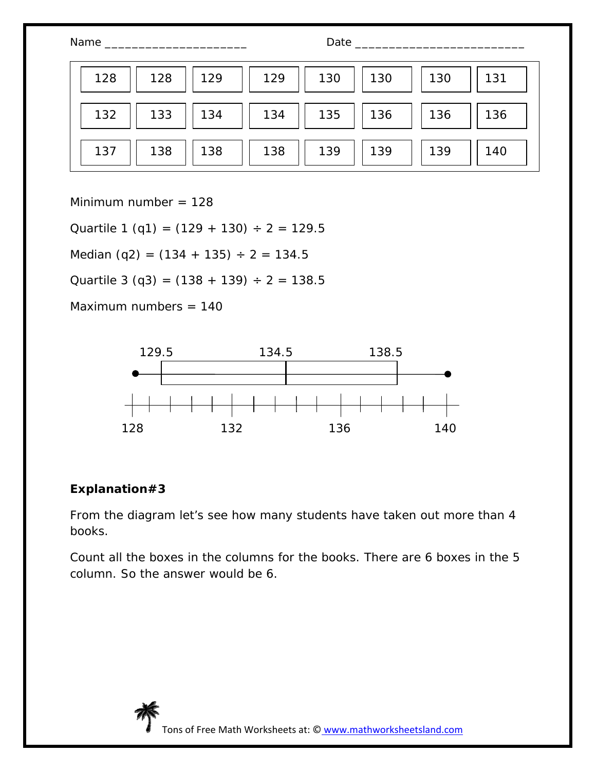Name ____________________ Date ________________________

| | | | | | | | |
|---|---|---|---|---|---|---|---|
| 128 | 128 | 129 | 129 | 130 | 130 | 130 | 131 |
| 132 | 133 | 134 | 134 | 135 | 136 | 136 | 136 |
| 137 | 138 | 138 | 138 | 139 | 139 | 139 | 140 |

Minimum number = 128

Quartile 1 (q1) = (129 + 130) ÷ 2 = 129.5

Median (q2) = (134 + 135) ÷ 2 = 134.5

Quartile 3 (q3) = (138 + 139) ÷ 2 = 138.5

Maximum numbers = 140

129.5
134.5
138.5

128
132
136
140

**Explanation#3**

From the diagram let's see how many students have taken out more than 4 books.

Count all the boxes in the columns for the books. There are 6 boxes in the 5 column. So the answer would be 6.